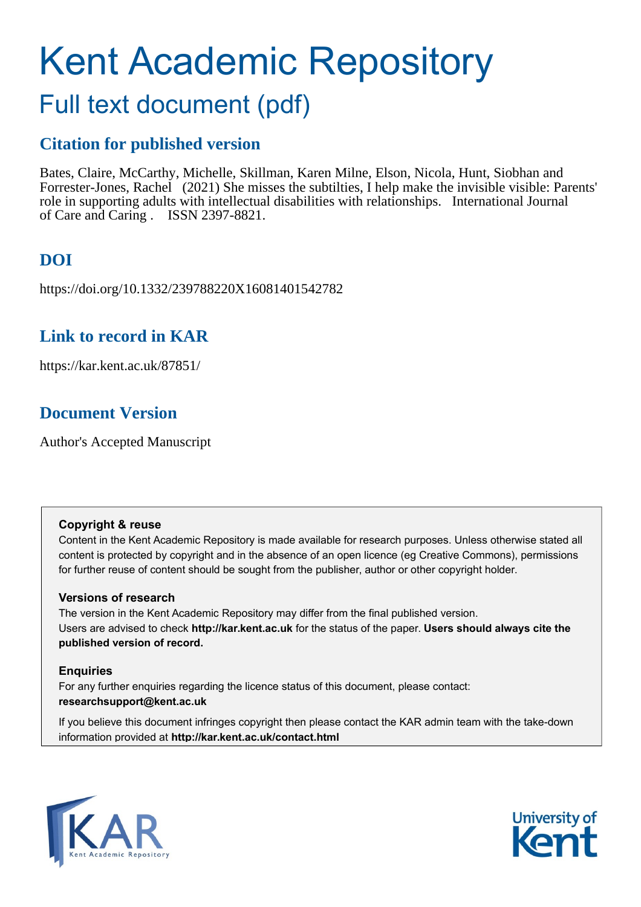# Kent Academic Repository

## Full text document (pdf)

## Citation for published version

Bates, Claire, McCarthy, Michelle, Skillman, Karen Milne, Elson, Nicola, Hunt, Siobhan and Forrester-Jones, Rachel (2021) She misses the subtilties, I help make the invisible visible: Parents' role in supporting adults with intellectual disabilities with relationships. International Journal of Care and Caring . ISSN 2397-8821.

## DOI

https://doi.org/10.1332/239788220X16081401542782

## Link to record in KAR

https://kar.kent.ac.uk/87851/

## Document Version

Author's Accepted Manuscript

**Copyright & reuse**

Content in the Kent Academic Repository is made available for research purposes. Unless otherwise stated all content is protected by copyright and in the absence of an open licence (eg Creative Commons), permissions for further reuse of content should be sought from the publisher, author or other copyright holder.

**Versions of research**

The version in the Kent Academic Repository may differ from the final published version. Users are advised to check **http://kar.kent.ac.uk** for the status of the paper. **Users should always cite the published version of record.**

**Enquiries**

For any further enquiries regarding the licence status of this document, please contact: **researchsupport@kent.ac.uk**

If you believe this document infringes copyright then please contact the KAR admin team with the take-down information provided at **http://kar.kent.ac.uk/contact.html**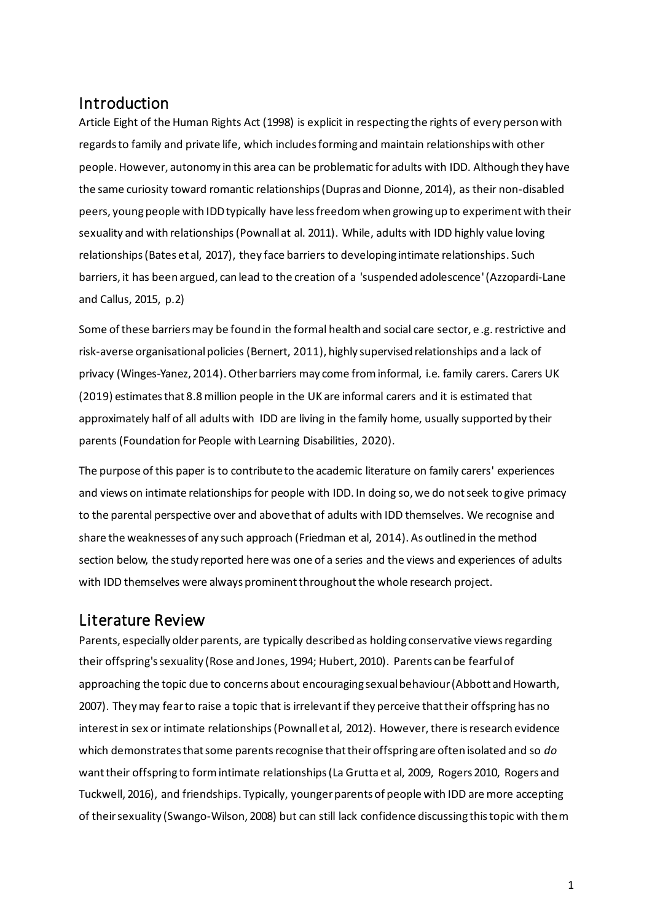## Introduction

Article Eight of the Human Rights Act (1998) is explicit in respecting the rights of every person with regards to family and private life, which includes forming and maintain relationships with other people. However, autonomy in this area can be problematic for adults with IDD. Although they have the same curiosity toward romantic relationships (Dupras and Dionne, 2014), as their non-disabled peers, young people with IDD typically have less freedom when growing up to experiment with their sexuality and with relationships (Pownall at al. 2011). While, adults with IDD highly value loving relationships (Bates et al, 2017), they face barriers to developing intimate relationships. Such barriers, it has been argued, can lead to the creation of a 'suspended adolescence' (Azzopardi-Lane and Callus, 2015, p.2)

Some of these barriers may be found in the formal health and social care sector, e.g. restrictive and risk-averse organisational policies (Bernert, 2011), highly supervised relationships and a lack of privacy (Winges-Yanez, 2014). Other barriers may come from informal, i.e. family carers. Carers UK (2019) estimates that 8.8 million people in the UK are informal carers and it is estimated that approximately half of all adults with IDD are living in the family home, usually supported by their parents (Foundation for People with Learning Disabilities, 2020).

The purpose of this paper is to contribute to the academic literature on family carers' experiences and views on intimate relationships for people with IDD. In doing so, we do not seek to give primacy to the parental perspective over and above that of adults with IDD themselves. We recognise and share the weaknesses of any such approach (Friedman et al, 2014). As outlined in the method section below, the study reported here was one of a series and the views and experiences of adults with IDD themselves were always prominent throughout the whole research project.

## Literature Review

Parents, especially older parents, are typically described as holding conservative views regarding their offspring's sexuality (Rose and Jones, 1994; Hubert, 2010). Parents can be fearful of approaching the topic due to concerns about encouraging sexual behaviour (Abbott and Howarth, 2007). They may fear to raise a topic that is irrelevant if they perceive that their offspring has no interest in sex or intimate relationships (Pownall et al, 2012). However, there is research evidence which demonstrates that some parents recognise that their offspring are often isolated and so *do* want their offspring to form intimate relationships (La Grutta et al, 2009, Rogers 2010, Rogers and Tuckwell, 2016), and friendships. Typically, younger parents of people with IDD are more accepting of their sexuality (Swango-Wilson, 2008) but can still lack confidence discussing this topic with them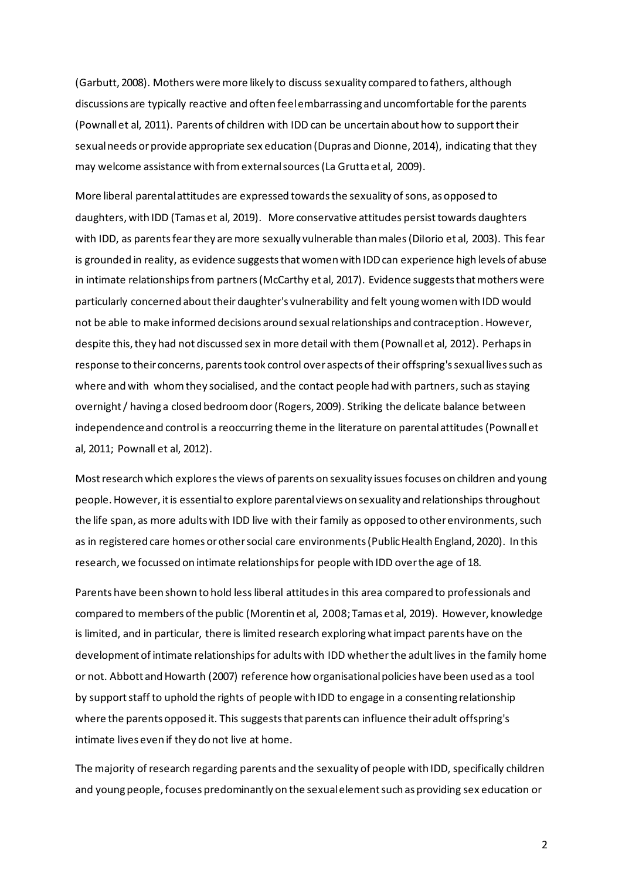(Garbutt, 2008). Mothers were more likely to discuss sexuality compared to fathers, although discussions are typically reactive and often feel embarrassing and uncomfortable for the parents (Pownall et al, 2011). Parents of children with IDD can be uncertain about how to support their sexual needs or provide appropriate sex education (Dupras and Dionne, 2014), indicating that they may welcome assistance with from external sources (La Grutta et al, 2009).

More liberal parental attitudes are expressed towards the sexuality of sons, as opposed to daughters, with IDD (Tamas et al, 2019). More conservative attitudes persist towards daughters with IDD, as parents fear they are more sexually vulnerable than males (DiIorio et al, 2003). This fear is grounded in reality, as evidence suggests that women with IDD can experience high levels of abuse in intimate relationships from partners (McCarthy et al, 2017). Evidence suggests that mothers were particularly concerned about their daughter's vulnerability and felt young women with IDD would not be able to make informed decisions around sexual relationships and contraception. However, despite this, they had not discussed sex in more detail with them (Pownall et al, 2012). Perhaps in response to their concerns, parents took control over aspects of their offspring's sexual lives such as where and with whom they socialised, and the contact people had with partners, such as staying overnight / having a closed bedroom door (Rogers, 2009). Striking the delicate balance between independence and control is a reoccurring theme in the literature on parental attitudes (Pownall et al, 2011; Pownall et al, 2012).

Most research which explores the views of parents on sexuality issues focuses on children and young people. However, it is essential to explore parental views on sexuality and relationships throughout the life span, as more adults with IDD live with their family as opposed to other environments, such as in registered care homes or other social care environments (Public Health England, 2020). In this research, we focussed on intimate relationships for people with IDD over the age of 18.

Parents have been shown to hold less liberal attitudes in this area compared to professionals and compared to members of the public (Morentin et al, 2008; Tamas et al, 2019). However, knowledge is limited, and in particular, there is limited research exploring what impact parents have on the development of intimate relationships for adults with IDD whether the adult lives in the family home or not. Abbott and Howarth (2007) reference how organisational policies have been used as a tool by support staff to uphold the rights of people with IDD to engage in a consenting relationship where the parents opposed it. This suggests that parents can influence their adult offspring's intimate lives even if they do not live at home.

The majority of research regarding parents and the sexuality of people with IDD, specifically children and young people, focuses predominantly on the sexual element such as providing sex education or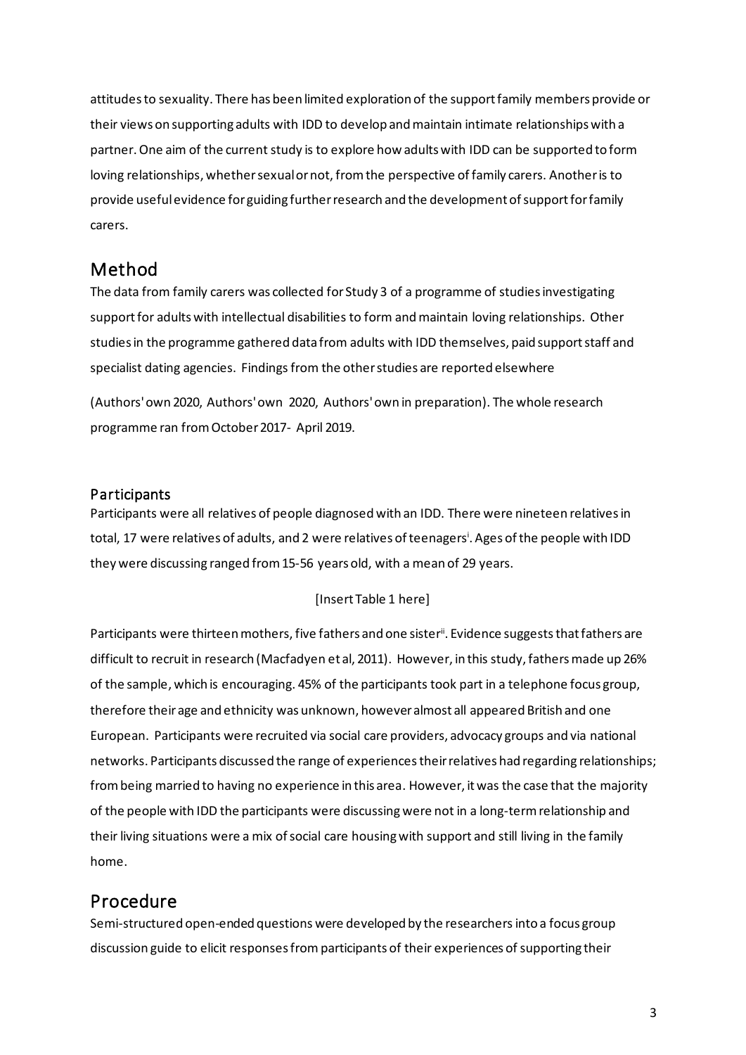attitudes to sexuality. There has been limited exploration of the support family members provide or their views on supporting adults with IDD to develop and maintain intimate relationships with a partner. One aim of the current study is to explore how adults with IDD can be supported to form loving relationships, whether sexual or not, from the perspective of family carers. Another is to provide useful evidence for guiding further research and the development of support for family carers.

# Method

The data from family carers was collected for Study 3 of a programme of studies investigating support for adults with intellectual disabilities to form and maintain loving relationships. Other studies in the programme gathered data from adults with IDD themselves, paid support staff and specialist dating agencies. Findings from the other studies are reported elsewhere

(Authors' own 2020, Authors' own 2020, Authors' own in preparation). The whole research programme ran from October 2017- April 2019.

## Participants

Participants were all relatives of people diagnosed with an IDD. There were nineteen relatives in total, 17 were relatives of adults, and 2 were relatives of teenagers[i]. Ages of the people with IDD they were discussing ranged from 15-56 years old, with a mean of 29 years.

[Insert Table 1 here]

Participants were thirteen mothers, five fathers and one sister[ii]. Evidence suggests that fathers are difficult to recruit in research (Macfadyen et al, 2011). However, in this study, fathers made up 26% of the sample, which is encouraging. 45% of the participants took part in a telephone focus group, therefore their age and ethnicity was unknown, however almost all appeared British and one European. Participants were recruited via social care providers, advocacy groups and via national networks. Participants discussed the range of experiences their relatives had regarding relationships; from being married to having no experience in this area. However, it was the case that the majority of the people with IDD the participants were discussing were not in a long-term relationship and their living situations were a mix of social care housing with support and still living in the family home.

# Procedure

Semi-structured open-ended questions were developed by the researchers into a focus group discussion guide to elicit responses from participants of their experiences of supporting their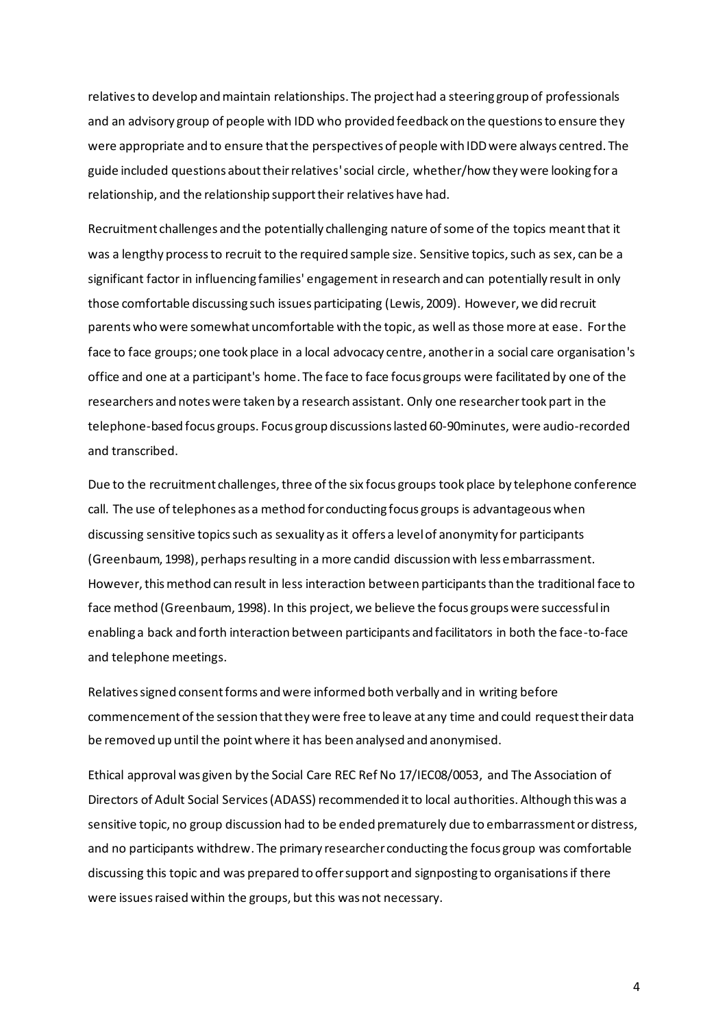relatives to develop and maintain relationships. The project had a steering group of professionals and an advisory group of people with IDD who provided feedback on the questions to ensure they were appropriate and to ensure that the perspectives of people with IDD were always centred. The guide included questions about their relatives' social circle, whether/how they were looking for a relationship, and the relationship support their relatives have had.

Recruitment challenges and the potentially challenging nature of some of the topics meant that it was a lengthy process to recruit to the required sample size. Sensitive topics, such as sex, can be a significant factor in influencing families' engagement in research and can potentially result in only those comfortable discussing such issues participating (Lewis, 2009). However, we did recruit parents who were somewhat uncomfortable with the topic, as well as those more at ease. For the face to face groups; one took place in a local advocacy centre, another in a social care organisation's office and one at a participant's home. The face to face focus groups were facilitated by one of the researchers and notes were taken by a research assistant. Only one researcher took part in the telephone-based focus groups. Focus group discussions lasted 60-90minutes, were audio-recorded and transcribed.

Due to the recruitment challenges, three of the six focus groups took place by telephone conference call. The use of telephones as a method for conducting focus groups is advantageous when discussing sensitive topics such as sexuality as it offers a level of anonymity for participants (Greenbaum, 1998), perhaps resulting in a more candid discussion with less embarrassment. However, this method can result in less interaction between participants than the traditional face to face method (Greenbaum, 1998). In this project, we believe the focus groups were successful in enabling a back and forth interaction between participants and facilitators in both the face-to-face and telephone meetings.

Relatives signed consent forms and were informed both verbally and in writing before commencement of the session that they were free to leave at any time and could request their data be removed up until the point where it has been analysed and anonymised.

Ethical approval was given by the Social Care REC Ref No 17/IEC08/0053, and The Association of Directors of Adult Social Services (ADASS) recommended it to local authorities. Although this was a sensitive topic, no group discussion had to be ended prematurely due to embarrassment or distress, and no participants withdrew. The primary researcher conducting the focus group was comfortable discussing this topic and was prepared to offer support and signposting to organisations if there were issues raised within the groups, but this was not necessary.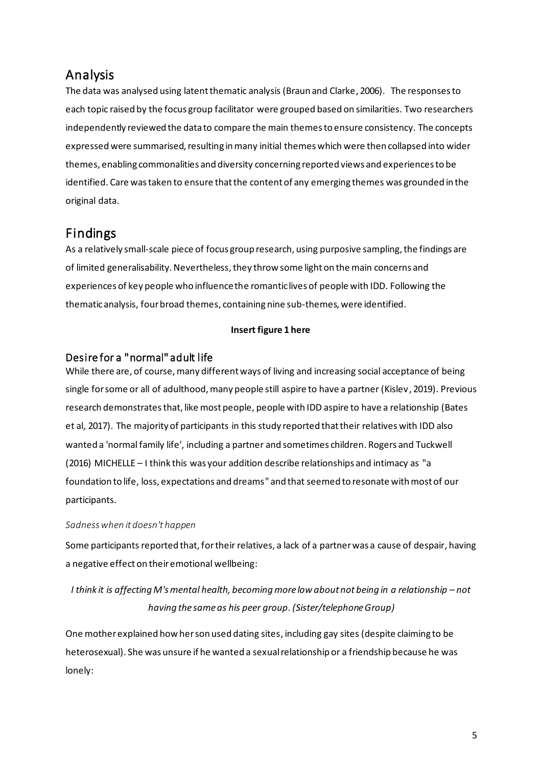## Analysis

The data was analysed using latent thematic analysis (Braun and Clarke, 2006). The responses to each topic raised by the focus group facilitator were grouped based on similarities. Two researchers independently reviewed the data to compare the main themes to ensure consistency. The concepts expressed were summarised, resulting in many initial themes which were then collapsed into wider themes, enabling commonalities and diversity concerning reported views and experiences to be identified. Care was taken to ensure that the content of any emerging themes was grounded in the original data.

## Findings

As a relatively small-scale piece of focus group research, using purposive sampling, the findings are of limited generalisability. Nevertheless, they throw some light on the main concerns and experiences of key people who influence the romantic lives of people with IDD. Following the thematic analysis, four broad themes, containing nine sub-themes, were identified.

**Insert figure 1 here**

### Desire for a "normal" adult life

While there are, of course, many different ways of living and increasing social acceptance of being single for some or all of adulthood, many people still aspire to have a partner (Kislev, 2019). Previous research demonstrates that, like most people, people with IDD aspire to have a relationship (Bates et al, 2017). The majority of participants in this study reported that their relatives with IDD also wanted a 'normal family life', including a partner and sometimes children. Rogers and Tuckwell (2016) MICHELLE – I think this was your addition describe relationships and intimacy as "a foundation to life, loss, expectations and dreams" and that seemed to resonate with most of our participants.

*Sadness when it doesn't happen*

Some participants reported that, for their relatives, a lack of a partner was a cause of despair, having a negative effect on their emotional wellbeing:

*I think it is affecting M's mental health, becoming more low about not being in a relationship – not having the same as his peer group. (Sister/telephone Group)*

One mother explained how her son used dating sites, including gay sites (despite claiming to be heterosexual). She was unsure if he wanted a sexual relationship or a friendship because he was lonely: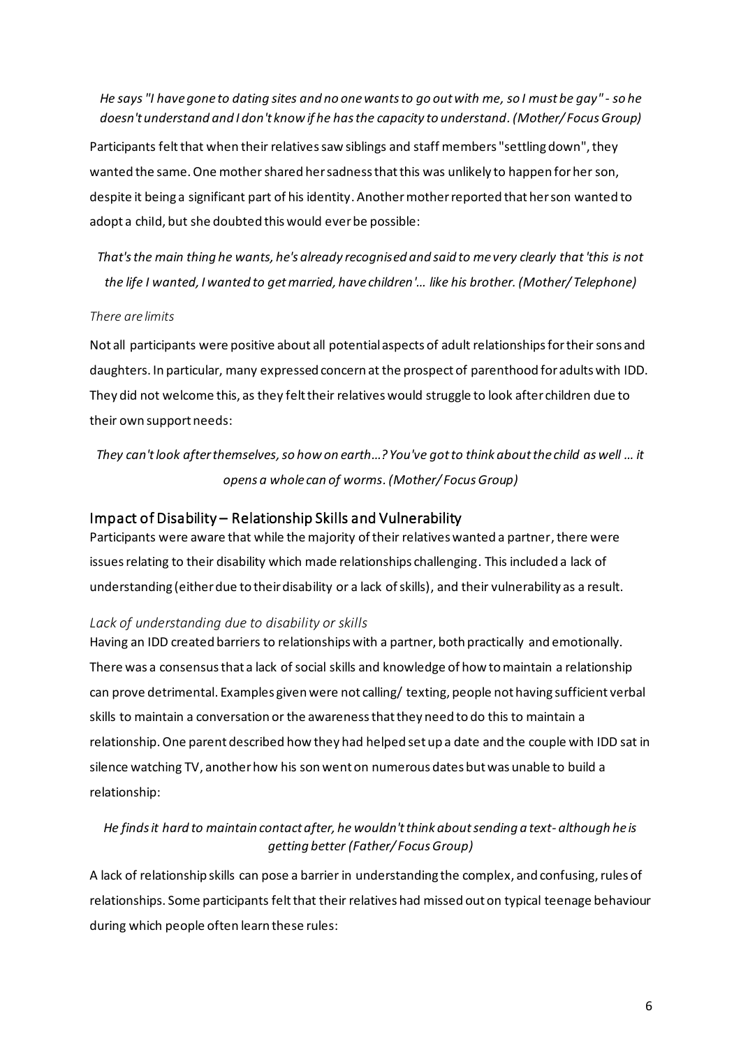*He says "I have gone to dating sites and no one wants to go out with me, so I must be gay" - so he doesn't understand and I don't know if he has the capacity to understand. (Mother/ Focus Group)*

Participants felt that when their relatives saw siblings and staff members "settling down", they wanted the same. One mother shared her sadness that this was unlikely to happen for her son, despite it being a significant part of his identity. Another mother reported that her son wanted to adopt a child, but she doubted this would ever be possible:

*That's the main thing he wants, he's already recognised and said to me very clearly that 'this is not the life I wanted, I wanted to get married, have children'… like his brother. (Mother/ Telephone)*

#### *There are limits*

Not all participants were positive about all potential aspects of adult relationships for their sons and daughters. In particular, many expressed concern at the prospect of parenthood for adults with IDD. They did not welcome this, as they felt their relatives would struggle to look after children due to their own support needs:

*They can't look after themselves, so how on earth…? You've got to think about the child as well … it opens a whole can of worms. (Mother/ Focus Group)*

### Impact of Disability – Relationship Skills and Vulnerability

Participants were aware that while the majority of their relatives wanted a partner, there were issues relating to their disability which made relationships challenging. This included a lack of understanding (either due to their disability or a lack of skills), and their vulnerability as a result.

#### *Lack of understanding due to disability or skills*

Having an IDD created barriers to relationships with a partner, both practically and emotionally. There was a consensus that a lack of social skills and knowledge of how to maintain a relationship can prove detrimental. Examples given were not calling/ texting, people not having sufficient verbal skills to maintain a conversation or the awareness that they need to do this to maintain a relationship. One parent described how they had helped set up a date and the couple with IDD sat in silence watching TV, another how his son went on numerous dates but was unable to build a relationship:

*He finds it hard to maintain contact after, he wouldn't think about sending a text - although he is getting better (Father/ Focus Group)*

A lack of relationship skills can pose a barrier in understanding the complex, and confusing, rules of relationships. Some participants felt that their relatives had missed out on typical teenage behaviour during which people often learn these rules: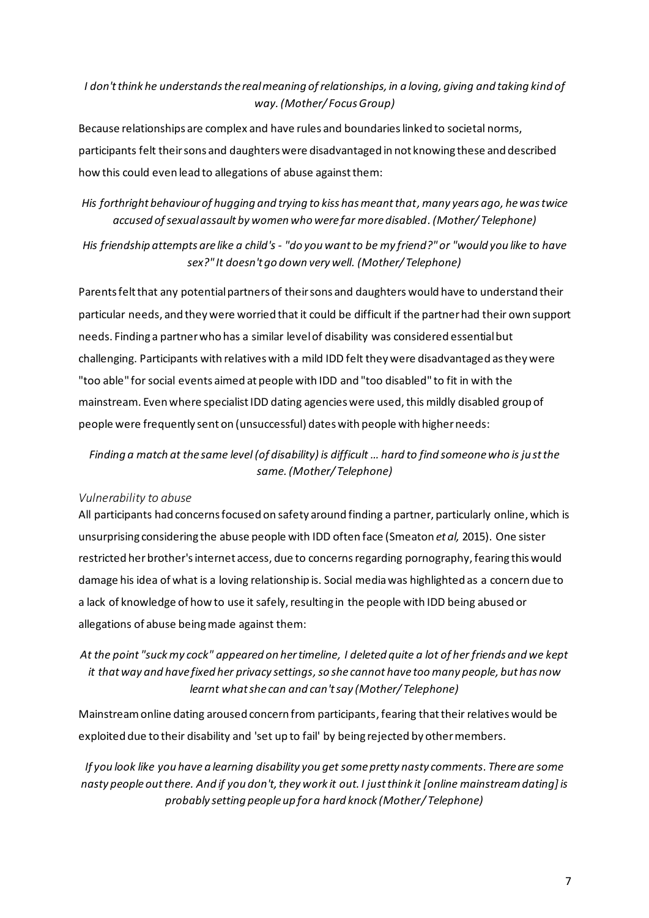*I don't think he understands the real meaning of relationships, in a loving, giving and taking kind of way. (Mother/ Focus Group)*

Because relationships are complex and have rules and boundaries linked to societal norms, participants felt their sons and daughters were disadvantaged in not knowing these and described how this could even lead to allegations of abuse against them:

*His forthright behaviour of hugging and trying to kiss has meant that, many years ago, he was twice accused of sexual assault by women who were far more disabled. (Mother/ Telephone)*

*His friendship attempts are like a child's - "do you want to be my friend?" or "would you like to have sex?" It doesn't go down very well. (Mother/ Telephone)*

Parents felt that any potential partners of their sons and daughters would have to understand their particular needs, and they were worried that it could be difficult if the partner had their own support needs. Finding a partner who has a similar level of disability was considered essential but challenging. Participants with relatives with a mild IDD felt they were disadvantaged as they were "too able" for social events aimed at people with IDD and "too disabled" to fit in with the mainstream. Even where specialist IDD dating agencies were used, this mildly disabled group of people were frequently sent on (unsuccessful) dates with people with higher needs:

*Finding a match at the same level (of disability) is difficult ... hard to find someone who is just the same. (Mother/ Telephone)*

### *Vulnerability to abuse*

All participants had concerns focused on safety around finding a partner, particularly online, which is unsurprising considering the abuse people with IDD often face (Smeaton *et al,* 2015). One sister restricted her brother's internet access, due to concerns regarding pornography, fearing this would damage his idea of what is a loving relationship is. Social media was highlighted as a concern due to a lack of knowledge of how to use it safely, resulting in the people with IDD being abused or allegations of abuse being made against them:

*At the point "suck my cock" appeared on her timeline, I deleted quite a lot of her friends and we kept it that way and have fixed her privacy settings, so she cannot have too many people, but has now learnt what she can and can't say (Mother/ Telephone)*

Mainstream online dating aroused concern from participants, fearing that their relatives would be exploited due to their disability and 'set up to fail' by being rejected by other members.

*If you look like you have a learning disability you get some pretty nasty comments. There are some nasty people out there. And if you don't, they work it out. I just think it [online mainstream dating] is probably setting people up for a hard knock (Mother/ Telephone)*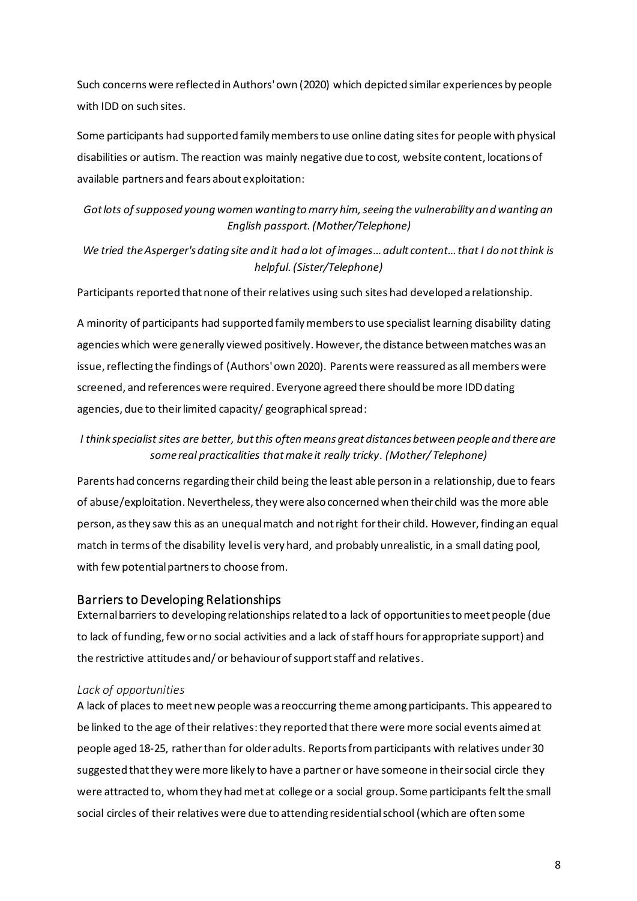Such concerns were reflected in Authors' own (2020) which depicted similar experiences by people with IDD on such sites.

Some participants had supported family members to use online dating sites for people with physical disabilities or autism. The reaction was mainly negative due to cost, website content, locations of available partners and fears about exploitation:

*Got lots of supposed young women wanting to marry him, seeing the vulnerability and wanting an English passport. (Mother/Telephone)*

*We tried the Asperger's dating site and it had a lot of images… adult content… that I do not think is helpful. (Sister/Telephone)*

Participants reported that none of their relatives using such sites had developed a relationship.

A minority of participants had supported family members to use specialist learning disability dating agencies which were generally viewed positively. However, the distance between matches was an issue, reflecting the findings of (Authors' own 2020). Parents were reassured as all members were screened, and references were required. Everyone agreed there should be more IDD dating agencies, due to their limited capacity/ geographical spread:

*I think specialist sites are better, but this often means great distances between people and there are some real practicalities that make it really tricky. (Mother/ Telephone)*

Parents had concerns regarding their child being the least able person in a relationship, due to fears of abuse/exploitation. Nevertheless, they were also concerned when their child was the more able person, as they saw this as an unequal match and not right for their child. However, finding an equal match in terms of the disability level is very hard, and probably unrealistic, in a small dating pool, with few potential partners to choose from.

## Barriers to Developing Relationships

External barriers to developing relationships related to a lack of opportunities to meet people (due to lack of funding, few or no social activities and a lack of staff hours for appropriate support) and the restrictive attitudes and/ or behaviour of support staff and relatives.

### *Lack of opportunities*

A lack of places to meet new people was a reoccurring theme among participants. This appeared to be linked to the age of their relatives: they reported that there were more social events aimed at people aged 18-25, rather than for older adults. Reports from participants with relatives under 30 suggested that they were more likely to have a partner or have someone in their social circle they were attracted to, whom they had met at college or a social group. Some participants felt the small social circles of their relatives were due to attending residential school (which are often some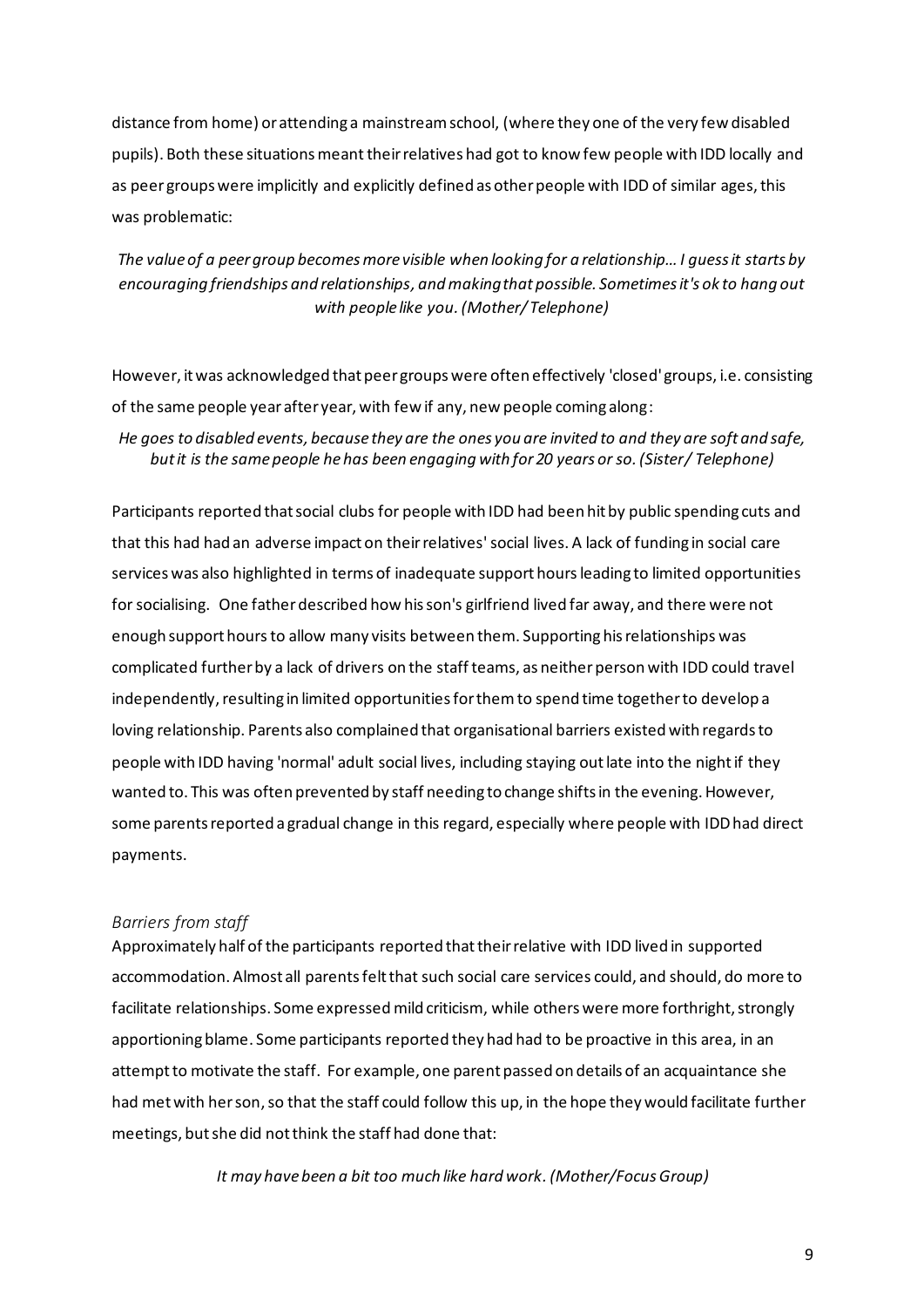distance from home) or attending a mainstream school, (where they one of the very few disabled pupils). Both these situations meant their relatives had got to know few people with IDD locally and as peer groups were implicitly and explicitly defined as other people with IDD of similar ages, this was problematic:

*The value of a peer group becomes more visible when looking for a relationship… I guess it starts by encouraging friendships and relationships, and making that possible. Sometimes it's ok to hang out with people like you. (Mother/ Telephone)*

However, it was acknowledged that peer groups were often effectively 'closed' groups, i.e. consisting of the same people year after year, with few if any, new people coming along:

*He goes to disabled events, because they are the ones you are invited to and they are soft and safe, but it is the same people he has been engaging with for 20 years or so. (Sister/ Telephone)*

Participants reported that social clubs for people with IDD had been hit by public spending cuts and that this had had an adverse impact on their relatives' social lives. A lack of funding in social care services was also highlighted in terms of inadequate support hours leading to limited opportunities for socialising. One father described how his son's girlfriend lived far away, and there were not enough support hours to allow many visits between them. Supporting his relationships was complicated further by a lack of drivers on the staff teams, as neither person with IDD could travel independently, resulting in limited opportunities for them to spend time together to develop a loving relationship. Parents also complained that organisational barriers existed with regards to people with IDD having 'normal' adult social lives, including staying out late into the night if they wanted to. This was often prevented by staff needing to change shifts in the evening. However, some parents reported a gradual change in this regard, especially where people with IDD had direct payments.

### *Barriers from staff*

Approximately half of the participants reported that their relative with IDD lived in supported accommodation. Almost all parents felt that such social care services could, and should, do more to facilitate relationships. Some expressed mild criticism, while others were more forthright, strongly apportioning blame. Some participants reported they had had to be proactive in this area, in an attempt to motivate the staff. For example, one parent passed on details of an acquaintance she had met with her son, so that the staff could follow this up, in the hope they would facilitate further meetings, but she did not think the staff had done that:

*It may have been a bit too much like hard work. (Mother/Focus Group)*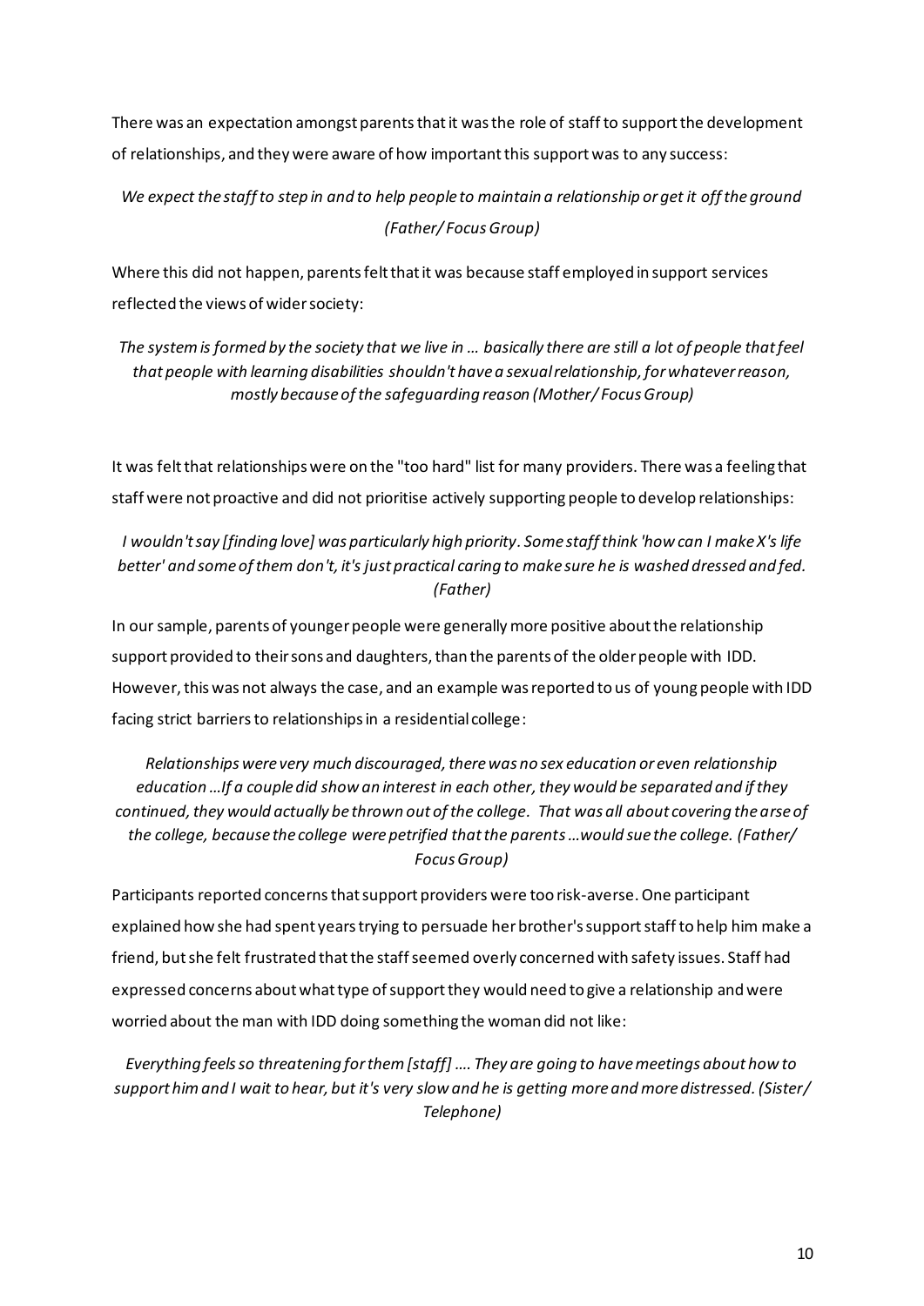There was an expectation amongst parents that it was the role of staff to support the development of relationships, and they were aware of how important this support was to any success:

*We expect the staff to step in and to help people to maintain a relationship or get it off the ground (Father/ Focus Group)*

Where this did not happen, parents felt that it was because staff employed in support services reflected the views of wider society:

*The system is formed by the society that we live in … basically there are still a lot of people that feel that people with learning disabilities shouldn't have a sexual relationship, for whatever reason, mostly because of the safeguarding reason (Mother/ Focus Group)*

It was felt that relationships were on the "too hard" list for many providers. There was a feeling that staff were not proactive and did not prioritise actively supporting people to develop relationships:

*I wouldn't say [finding love] was particularly high priority. Some staff think 'how can I make X's life better' and some of them don't, it's just practical caring to make sure he is washed dressed and fed. (Father)*

In our sample, parents of younger people were generally more positive about the relationship support provided to their sons and daughters, than the parents of the older people with IDD. However, this was not always the case, and an example was reported to us of young people with IDD facing strict barriers to relationships in a residential college:

*Relationships were very much discouraged, there was no sex education or even relationship education …If a couple did show an interest in each other, they would be separated and if they continued, they would actually be thrown out of the college. That was all about covering the arse of the college, because the college were petrified that the parents …would sue the college. (Father/ Focus Group)*

Participants reported concerns that support providers were too risk-averse. One participant explained how she had spent years trying to persuade her brother's support staff to help him make a friend, but she felt frustrated that the staff seemed overly concerned with safety issues. Staff had expressed concerns about what type of support they would need to give a relationship and were worried about the man with IDD doing something the woman did not like:

*Everything feels so threatening for them [staff] …. They are going to have meetings about how to support him and I wait to hear, but it's very slow and he is getting more and more distressed. (Sister/ Telephone)*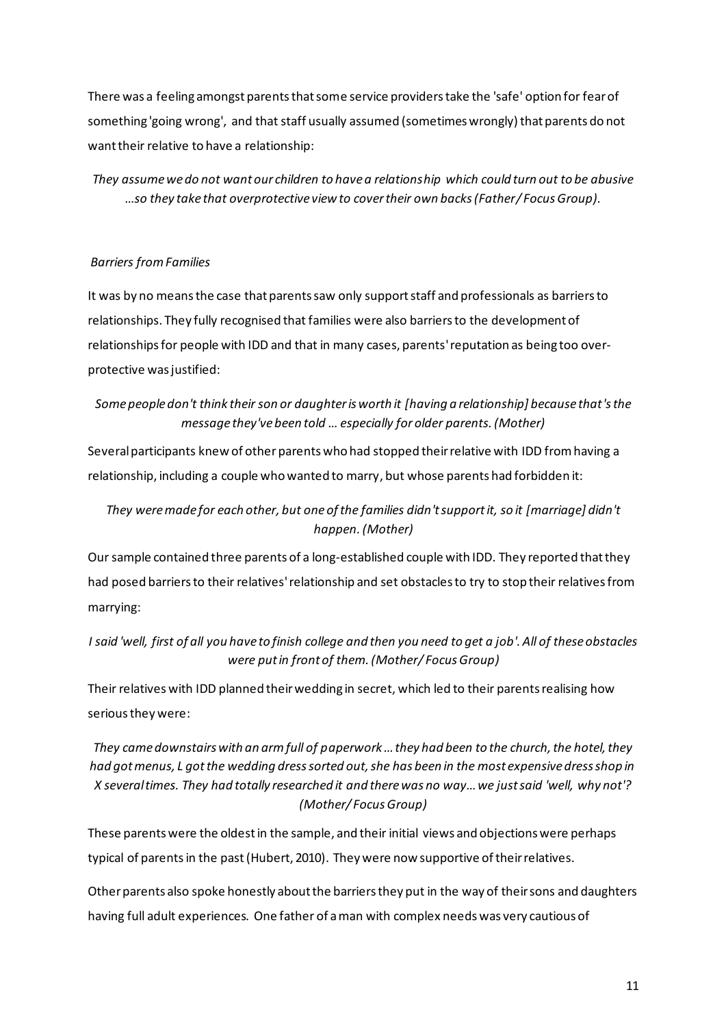There was a feeling amongst parents that some service providers take the 'safe' option for fear of something 'going wrong', and that staff usually assumed (sometimes wrongly) that parents do not want their relative to have a relationship:

*They assume we do not want our children to have a relationship which could turn out to be abusive …so they take that overprotective view to cover their own backs (Father/ Focus Group).*

*Barriers from Families*

It was by no means the case that parents saw only support staff and professionals as barriers to relationships. They fully recognised that families were also barriers to the development of relationships for people with IDD and that in many cases, parents' reputation as being too over-protective was justified:

*Some people don't think their son or daughter is worth it [having a relationship] because that's the message they've been told … especially for older parents. (Mother)*

Several participants knew of other parents who had stopped their relative with IDD from having a relationship, including a couple who wanted to marry, but whose parents had forbidden it:

*They were made for each other, but one of the families didn't support it, so it [marriage] didn't happen. (Mother)*

Our sample contained three parents of a long-established couple with IDD. They reported that they had posed barriers to their relatives' relationship and set obstacles to try to stop their relatives from marrying:

*I said 'well, first of all you have to finish college and then you need to get a job'. All of these obstacles were put in front of them. (Mother/ Focus Group)*

Their relatives with IDD planned their wedding in secret, which led to their parents realising how serious they were:

*They came downstairs with an arm full of paperwork … they had been to the church, the hotel, they had got menus, L got the wedding dress sorted out, she has been in the most expensive dress shop in X several times. They had totally researched it and there was no way… we just said 'well, why not'? (Mother/ Focus Group)*

These parents were the oldest in the sample, and their initial views and objections were perhaps typical of parents in the past (Hubert, 2010). They were now supportive of their relatives.

Other parents also spoke honestly about the barriers they put in the way of their sons and daughters having full adult experiences. One father of a man with complex needs was very cautious of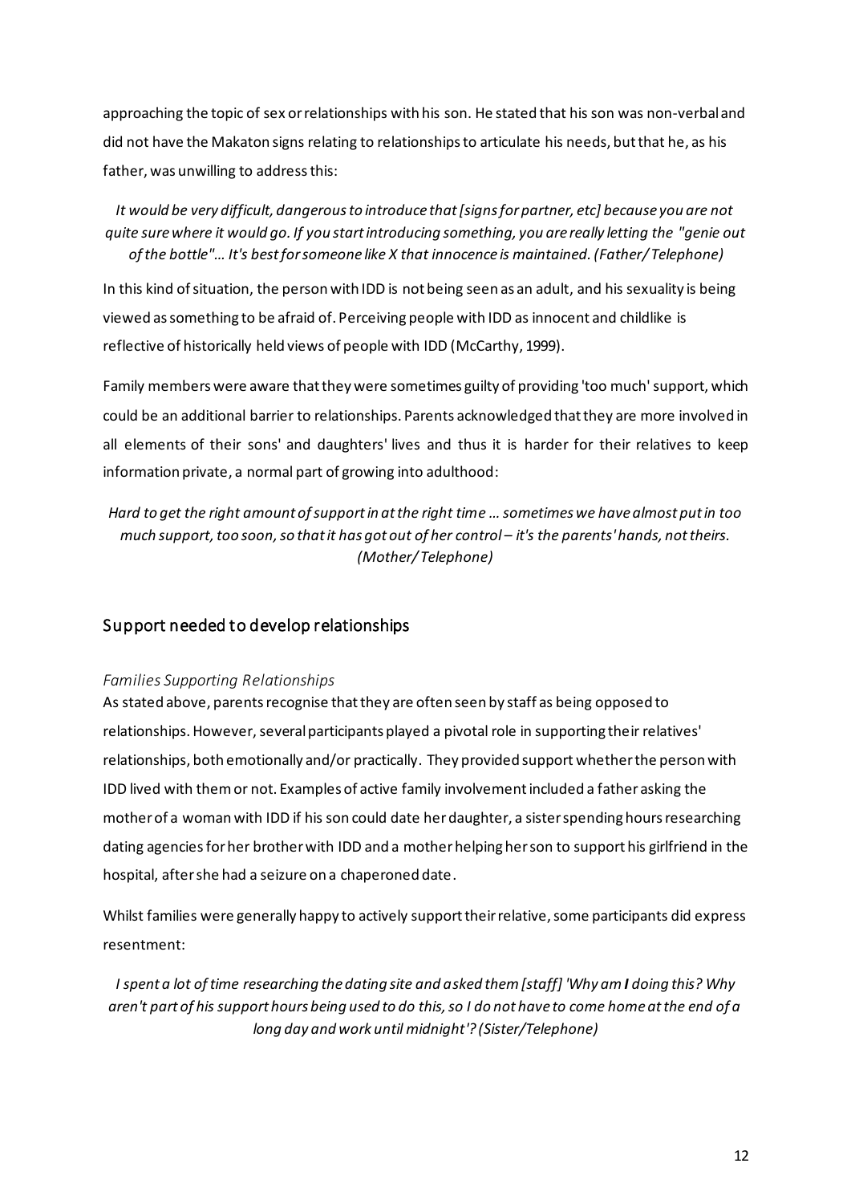approaching the topic of sex or relationships with his son. He stated that his son was non-verbal and did not have the Makaton signs relating to relationships to articulate his needs, but that he, as his father, was unwilling to address this:

*It would be very difficult, dangerous to introduce that [signs for partner, etc] because you are not quite sure where it would go. If you start introducing something, you are really letting the "genie out of the bottle"… It's best for someone like X that innocence is maintained. (Father/ Telephone)*

In this kind of situation, the person with IDD is not being seen as an adult, and his sexuality is being viewed as something to be afraid of. Perceiving people with IDD as innocent and childlike is reflective of historically held views of people with IDD (McCarthy, 1999).

Family members were aware that they were sometimes guilty of providing 'too much' support, which could be an additional barrier to relationships. Parents acknowledged that they are more involved in all elements of their sons' and daughters' lives and thus it is harder for their relatives to keep information private, a normal part of growing into adulthood:

*Hard to get the right amount of support in at the right time … sometimes we have almost put in too much support, too soon, so that it has got out of her control – it's the parents' hands, not theirs. (Mother/ Telephone)*

## Support needed to develop relationships

### *Families Supporting Relationships*

As stated above, parents recognise that they are often seen by staff as being opposed to relationships. However, several participants played a pivotal role in supporting their relatives' relationships, both emotionally and/or practically. They provided support whether the person with IDD lived with them or not. Examples of active family involvement included a father asking the mother of a woman with IDD if his son could date her daughter, a sister spending hours researching dating agencies for her brother with IDD and a mother helping her son to support his girlfriend in the hospital, after she had a seizure on a chaperoned date.

Whilst families were generally happy to actively support their relative, some participants did express resentment:

*I spent a lot of time researching the dating site and asked them [staff] 'Why am **I** doing this? Why aren't part of his support hours being used to do this, so I do not have to come home at the end of a long day and work until midnight'? (Sister/Telephone)*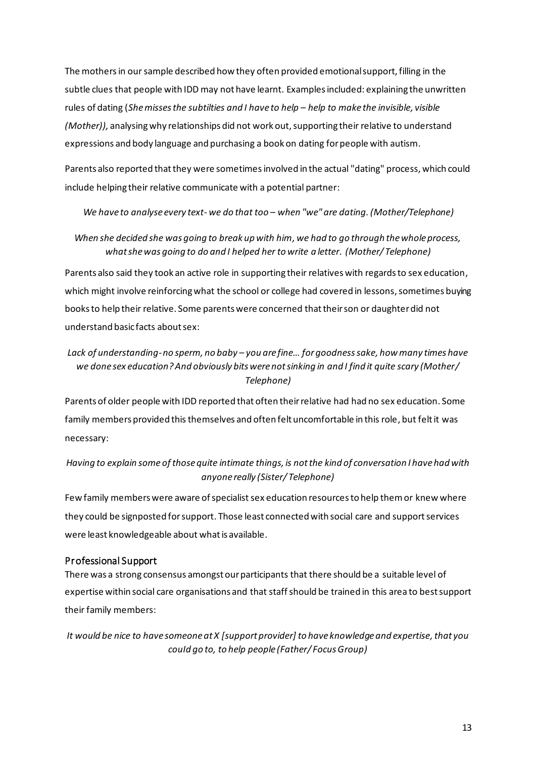The mothers in our sample described how they often provided emotional support, filling in the subtle clues that people with IDD may not have learnt. Examples included: explaining the unwritten rules of dating (*She misses the subtilties and I have to help – help to make the invisible, visible (Mother)),* analysing why relationships did not work out, supporting their relative to understand expressions and body language and purchasing a book on dating for people with autism.

Parents also reported that they were sometimes involved in the actual "dating" process, which could include helping their relative communicate with a potential partner:

*We have to analyse every text- we do that too – when "we" are dating. (Mother/Telephone)*

*When she decided she was going to break up with him, we had to go through the whole process, what she was going to do and I helped her to write a letter. (Mother/ Telephone)*

Parents also said they took an active role in supporting their relatives with regards to sex education, which might involve reinforcing what the school or college had covered in lessons, sometimes buying books to help their relative. Some parents were concerned that their son or daughter did not understand basic facts about sex:

*Lack of understanding- no sperm, no baby – you are fine… for goodness sake, how many times have we done sex education? And obviously bits were not sinking in and I find it quite scary (Mother/ Telephone)*

Parents of older people with IDD reported that often their relative had had no sex education. Some family members provided this themselves and often felt uncomfortable in this role, but felt it was necessary:

*Having to explain some of those quite intimate things, is not the kind of conversation I have had with anyone really (Sister/ Telephone)*

Few family members were aware of specialist sex education resources to help them or knew where they could be signposted for support. Those least connected with social care and support services were least knowledgeable about what is available.

### Professional Support

There was a strong consensus amongst our participants that there should be a suitable level of expertise within social care organisations and that staff should be trained in this area to best support their family members:

*It would be nice to have someone at X [support provider] to have knowledge and expertise, that you could go to, to help people (Father/ Focus Group)*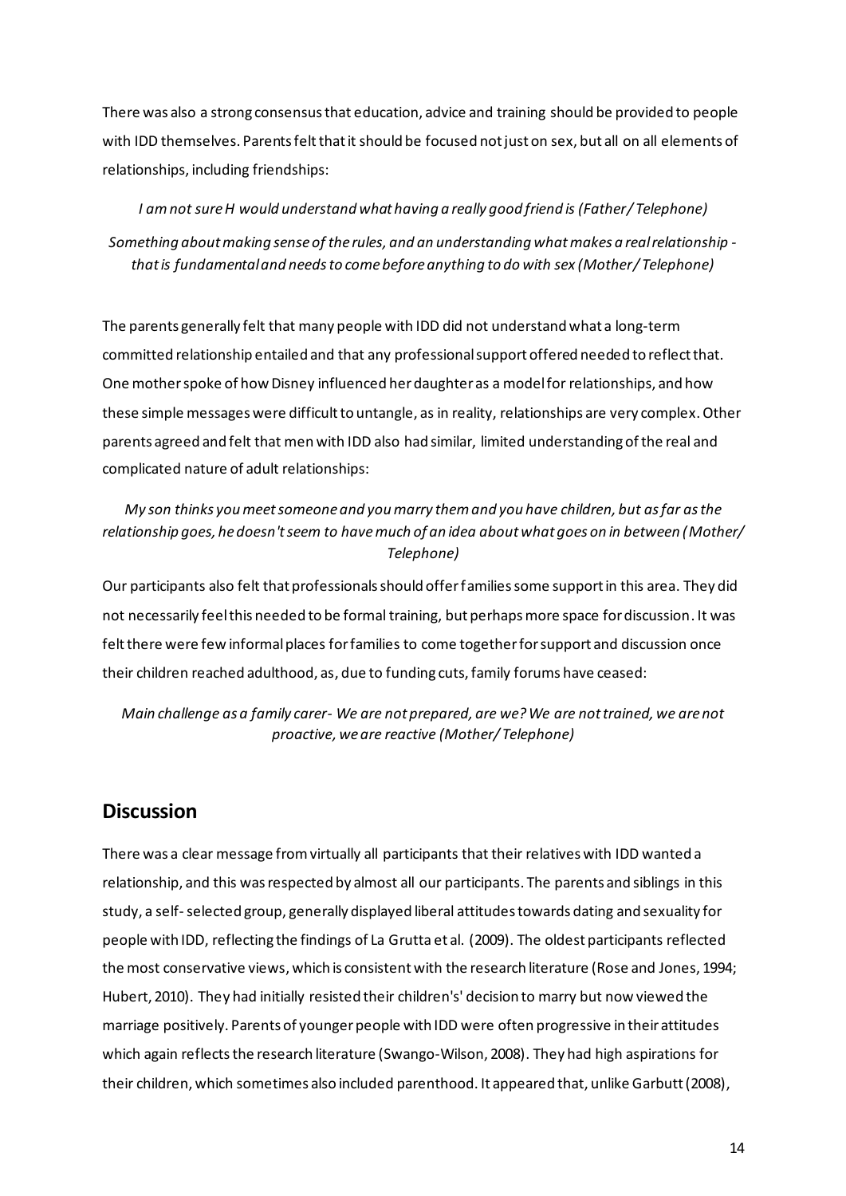There was also a strong consensus that education, advice and training should be provided to people with IDD themselves. Parents felt that it should be focused not just on sex, but all on all elements of relationships, including friendships:

*I am not sure H would understand what having a really good friend is (Father/ Telephone)*

*Something about making sense of the rules, and an understanding what makes a real relationship - that is fundamental and needs to come before anything to do with sex (Mother/ Telephone)*

The parents generally felt that many people with IDD did not understand what a long-term committed relationship entailed and that any professional support offered needed to reflect that. One mother spoke of how Disney influenced her daughter as a model for relationships, and how these simple messages were difficult to untangle, as in reality, relationships are very complex. Other parents agreed and felt that men with IDD also had similar, limited understanding of the real and complicated nature of adult relationships:

*My son thinks you meet someone and you marry them and you have children, but as far as the relationship goes, he doesn't seem to have much of an idea about what goes on in between (Mother/ Telephone)*

Our participants also felt that professionals should offer families some support in this area. They did not necessarily feel this needed to be formal training, but perhaps more space for discussion. It was felt there were few informal places for families to come together for support and discussion once their children reached adulthood, as, due to funding cuts, family forums have ceased:

*Main challenge as a family carer- We are not prepared, are we? We are not trained, we are not proactive, we are reactive (Mother/ Telephone)*

## Discussion

There was a clear message from virtually all participants that their relatives with IDD wanted a relationship, and this was respected by almost all our participants. The parents and siblings in this study, a self- selected group, generally displayed liberal attitudes towards dating and sexuality for people with IDD, reflecting the findings of La Grutta et al. (2009). The oldest participants reflected the most conservative views, which is consistent with the research literature (Rose and Jones, 1994; Hubert, 2010). They had initially resisted their children's' decision to marry but now viewed the marriage positively. Parents of younger people with IDD were often progressive in their attitudes which again reflects the research literature (Swango-Wilson, 2008). They had high aspirations for their children, which sometimes also included parenthood. It appeared that, unlike Garbutt (2008),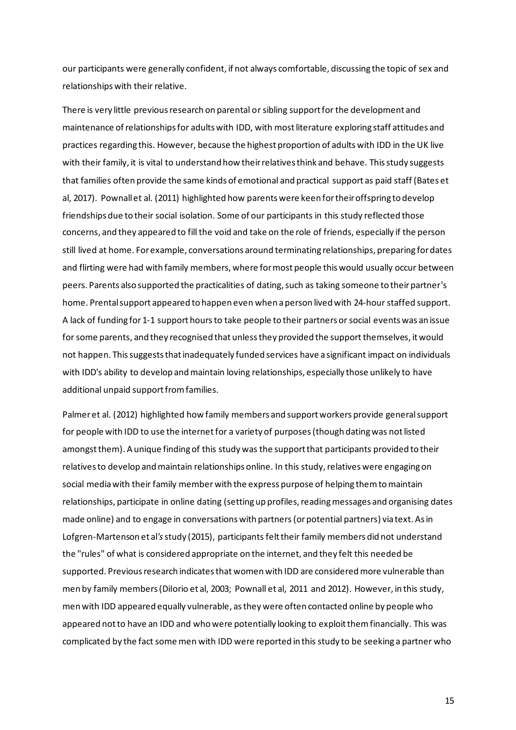our participants were generally confident, if not always comfortable, discussing the topic of sex and relationships with their relative.

There is very little previous research on parental or sibling support for the development and maintenance of relationships for adults with IDD, with most literature exploring staff attitudes and practices regarding this. However, because the highest proportion of adults with IDD in the UK live with their family, it is vital to understand how their relatives think and behave. This study suggests that families often provide the same kinds of emotional and practical support as paid staff (Bates et al, 2017). Pownall et al. (2011) highlighted how parents were keen for their offspring to develop friendships due to their social isolation. Some of our participants in this study reflected those concerns, and they appeared to fill the void and take on the role of friends, especially if the person still lived at home. For example, conversations around terminating relationships, preparing for dates and flirting were had with family members, where for most people this would usually occur between peers. Parents also supported the practicalities of dating, such as taking someone to their partner's home. Prental support appeared to happen even when a person lived with 24-hour staffed support. A lack of funding for 1-1 support hours to take people to their partners or social events was an issue for some parents, and they recognised that unless they provided the support themselves, it would not happen. This suggests that inadequately funded services have a significant impact on individuals with IDD's ability to develop and maintain loving relationships, especially those unlikely to have additional unpaid support from families.

Palmer et al. (2012) highlighted how family members and support workers provide general support for people with IDD to use the internet for a variety of purposes (though dating was not listed amongst them). A unique finding of this study was the support that participants provided to their relatives to develop and maintain relationships online. In this study, relatives were engaging on social media with their family member with the express purpose of helping them to maintain relationships, participate in online dating (setting up profiles, reading messages and organising dates made online) and to engage in conversations with partners (or potential partners) via text. As in Lofgren-Martenson et al's study (2015), participants felt their family members did not understand the "rules" of what is considered appropriate on the internet, and they felt this needed be supported. Previous research indicates that women with IDD are considered more vulnerable than men by family members (DiIorio et al, 2003; Pownall et al, 2011 and 2012). However, in this study, men with IDD appeared equally vulnerable, as they were often contacted online by people who appeared not to have an IDD and who were potentially looking to exploit them financially. This was complicated by the fact some men with IDD were reported in this study to be seeking a partner who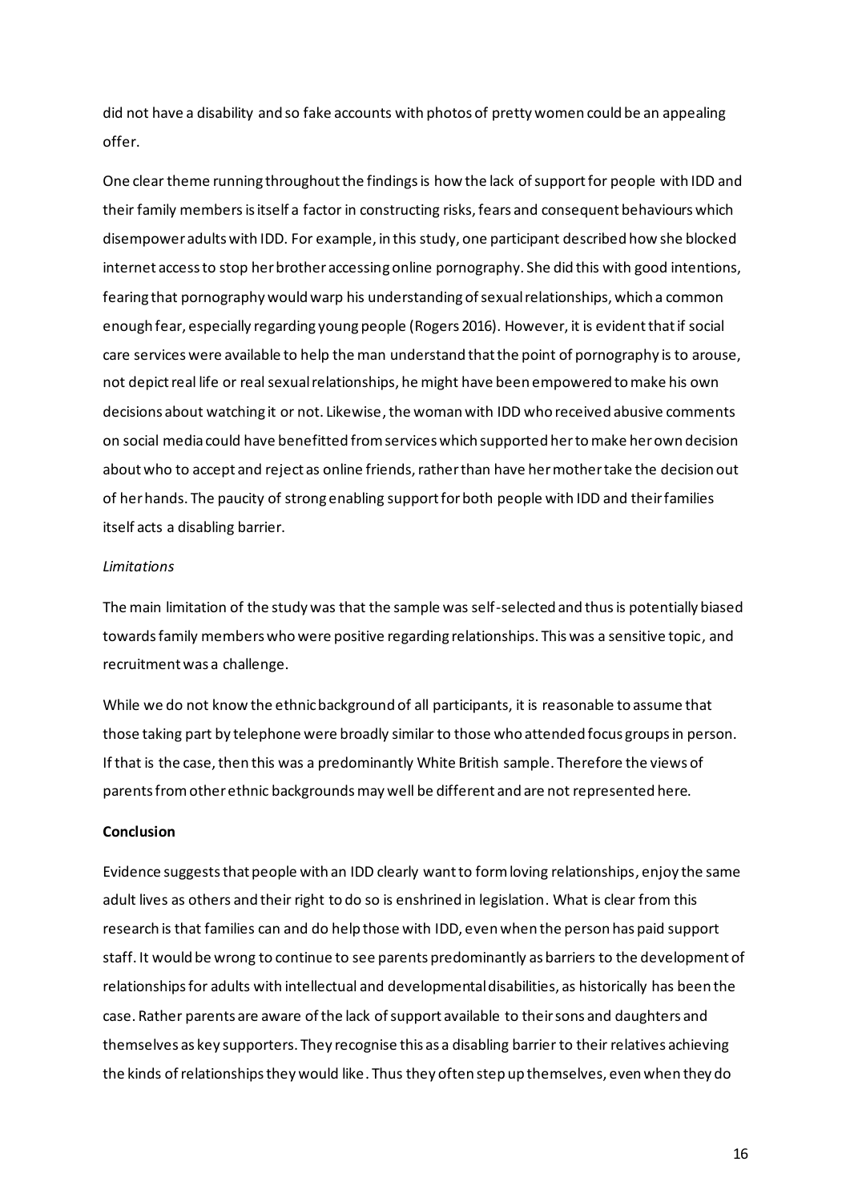did not have a disability and so fake accounts with photos of pretty women could be an appealing offer.

One clear theme running throughout the findings is how the lack of support for people with IDD and their family members is itself a factor in constructing risks, fears and consequent behaviours which disempower adults with IDD. For example, in this study, one participant described how she blocked internet access to stop her brother accessing online pornography. She did this with good intentions, fearing that pornography would warp his understanding of sexual relationships, which a common enough fear, especially regarding young people (Rogers 2016). However, it is evident that if social care services were available to help the man understand that the point of pornography is to arouse, not depict real life or real sexual relationships, he might have been empowered to make his own decisions about watching it or not. Likewise, the woman with IDD who received abusive comments on social media could have benefitted from services which supported her to make her own decision about who to accept and reject as online friends, rather than have her mother take the decision out of her hands. The paucity of strong enabling support for both people with IDD and their families itself acts a disabling barrier.

*Limitations*

The main limitation of the study was that the sample was self-selected and thus is potentially biased towards family members who were positive regarding relationships. This was a sensitive topic, and recruitment was a challenge.

While we do not know the ethnic background of all participants, it is reasonable to assume that those taking part by telephone were broadly similar to those who attended focus groups in person. If that is the case, then this was a predominantly White British sample. Therefore the views of parents from other ethnic backgrounds may well be different and are not represented here.

**Conclusion**

Evidence suggests that people with an IDD clearly want to form loving relationships, enjoy the same adult lives as others and their right to do so is enshrined in legislation. What is clear from this research is that families can and do help those with IDD, even when the person has paid support staff. It would be wrong to continue to see parents predominantly as barriers to the development of relationships for adults with intellectual and developmental disabilities, as historically has been the case. Rather parents are aware of the lack of support available to their sons and daughters and themselves as key supporters. They recognise this as a disabling barrier to their relatives achieving the kinds of relationships they would like. Thus they often step up themselves, even when they do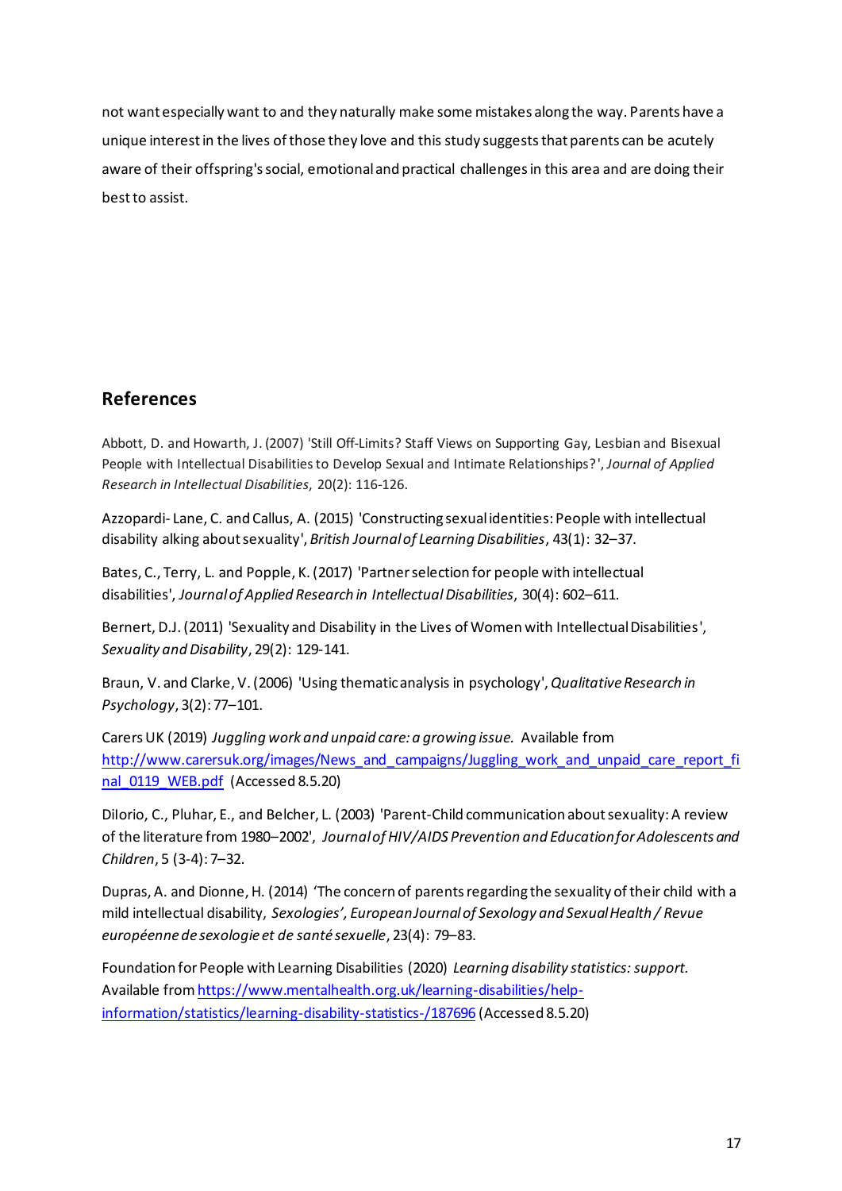not want especially want to and they naturally make some mistakes along the way. Parents have a unique interest in the lives of those they love and this study suggests that parents can be acutely aware of their offspring's social, emotional and practical challenges in this area and are doing their best to assist.

## References

Abbott, D. and Howarth, J. (2007) 'Still Off-Limits? Staff Views on Supporting Gay, Lesbian and Bisexual People with Intellectual Disabilities to Develop Sexual and Intimate Relationships?', *Journal of Applied Research in Intellectual Disabilities*, 20(2): 116-126.

Azzopardi- Lane, C. and Callus, A. (2015) 'Constructing sexual identities: People with intellectual disability alking about sexuality', *British Journal of Learning Disabilities*, 43(1): 32–37.

Bates, C., Terry, L. and Popple, K. (2017) 'Partner selection for people with intellectual disabilities', *Journal of Applied Research in Intellectual Disabilities*, 30(4): 602–611.

Bernert, D.J. (2011) 'Sexuality and Disability in the Lives of Women with Intellectual Disabilities', *Sexuality and Disability*, 29(2): 129-141.

Braun, V. and Clarke, V. (2006) 'Using thematic analysis in psychology', *Qualitative Research in Psychology*, 3(2): 77–101.

Carers UK (2019) *Juggling work and unpaid care: a growing issue.* Available from http://www.carersuk.org/images/News_and_campaigns/Juggling_work_and_unpaid_care_report_final_0119_WEB.pdf (Accessed 8.5.20)

DiIorio, C., Pluhar, E., and Belcher, L. (2003) 'Parent-Child communication about sexuality: A review of the literature from 1980–2002', *Journal of HIV/AIDS Prevention and Education for Adolescents and Children*, 5 (3-4): 7–32.

Dupras, A. and Dionne, H. (2014) 'The concern of parents regarding the sexuality of their child with a mild intellectual disability, *Sexologies', European Journal of Sexology and Sexual Health / Revue européenne de sexologie et de santé sexuelle*, 23(4): 79–83.

Foundation for People with Learning Disabilities (2020) *Learning disability statistics: support.* Available from https://www.mentalhealth.org.uk/learning-disabilities/help-information/statistics/learning-disability-statistics-/187696 (Accessed 8.5.20)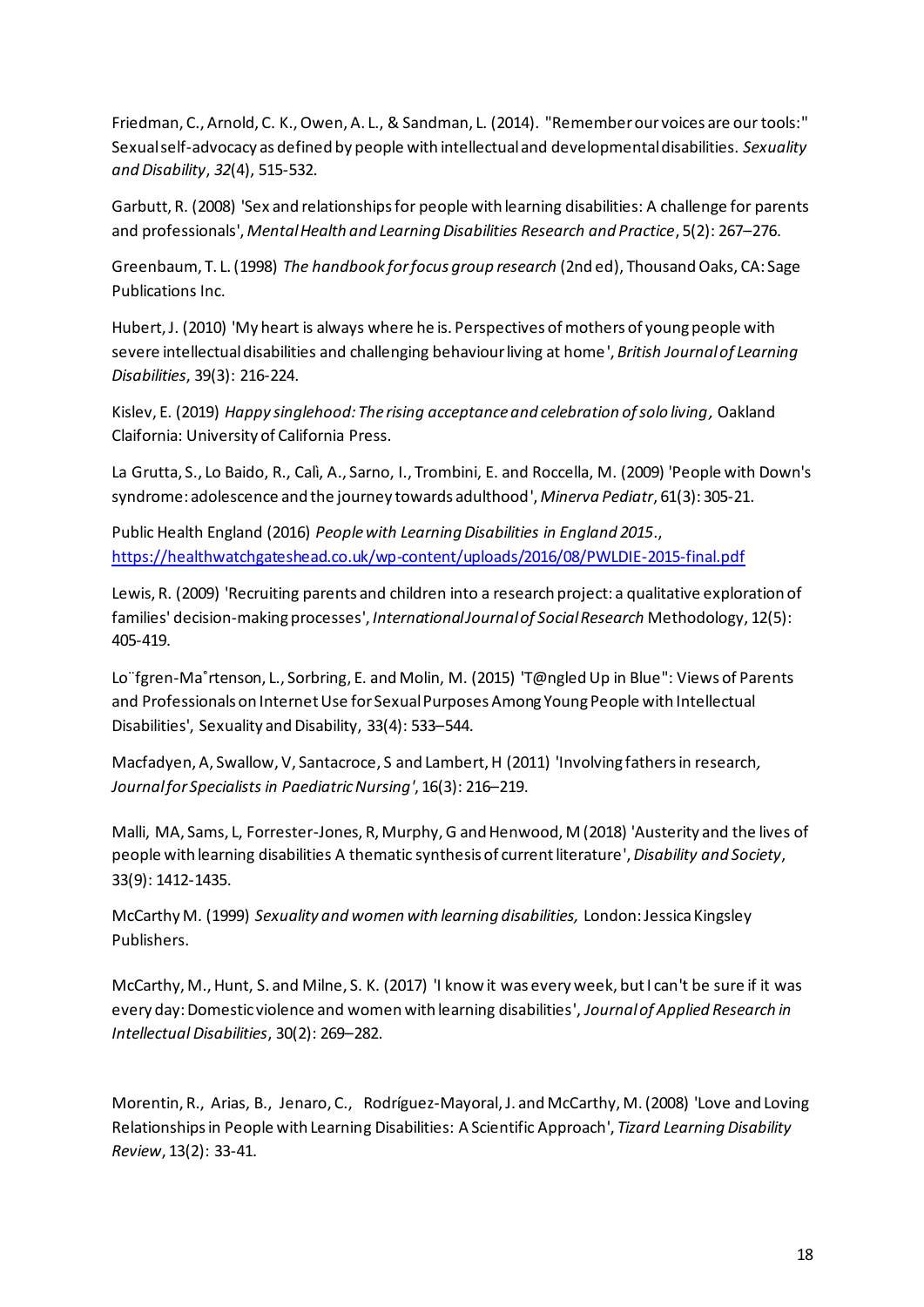Friedman, C., Arnold, C. K., Owen, A. L., & Sandman, L. (2014). "Remember our voices are our tools:" Sexual self-advocacy as defined by people with intellectual and developmental disabilities. *Sexuality and Disability*, *32*(4), 515-532.

Garbutt, R. (2008) 'Sex and relationships for people with learning disabilities: A challenge for parents and professionals', *Mental Health and Learning Disabilities Research and Practice*, 5(2): 267–276.

Greenbaum, T. L. (1998) *The handbook for focus group research* (2nd ed), Thousand Oaks, CA: Sage Publications Inc.

Hubert, J. (2010) 'My heart is always where he is. Perspectives of mothers of young people with severe intellectual disabilities and challenging behaviour living at home', *British Journal of Learning Disabilities*, 39(3): 216-224.

Kislev, E. (2019) *Happy singlehood: The rising acceptance and celebration of solo living,* Oakland Claifornia: University of California Press.

La Grutta, S., Lo Baido, R., Calì, A., Sarno, I., Trombini, E. and Roccella, M. (2009) 'People with Down's syndrome: adolescence and the journey towards adulthood', *Minerva Pediatr*, 61(3): 305-21.

Public Health England (2016) *People with Learning Disabilities in England 2015*., https://healthwatchgateshead.co.uk/wp-content/uploads/2016/08/PWLDIE-2015-final.pdf

Lewis, R. (2009) 'Recruiting parents and children into a research project: a qualitative exploration of families' decision-making processes', *International Journal of Social Research* Methodology, 12(5): 405-419.

Lo¨fgren-Ma˚rtenson, L., Sorbring, E. and Molin, M. (2015) 'T@ngled Up in Blue": Views of Parents and Professionals on Internet Use for Sexual Purposes Among Young People with Intellectual Disabilities', Sexuality and Disability, 33(4): 533–544.

Macfadyen, A, Swallow, V, Santacroce, S and Lambert, H (2011) 'Involving fathers in research*, Journal for Specialists in Paediatric Nursing'*, 16(3): 216–219.

Malli, MA, Sams, L, Forrester-Jones, R, Murphy, G and Henwood, M (2018) 'Austerity and the lives of people with learning disabilities A thematic synthesis of current literature', *Disability and Society*, 33(9): 1412-1435.

McCarthy M. (1999) *Sexuality and women with learning disabilities,* London: Jessica Kingsley Publishers.

McCarthy, M., Hunt, S. and Milne, S. K. (2017) 'I know it was every week, but I can't be sure if it was every day: Domestic violence and women with learning disabilities', *Journal of Applied Research in Intellectual Disabilities*, 30(2): 269–282.

Morentin, R., Arias, B., Jenaro, C., Rodríguez-Mayoral, J. and McCarthy, M. (2008) 'Love and Loving Relationships in People with Learning Disabilities: A Scientific Approach', *Tizard Learning Disability Review*, 13(2): 33-41.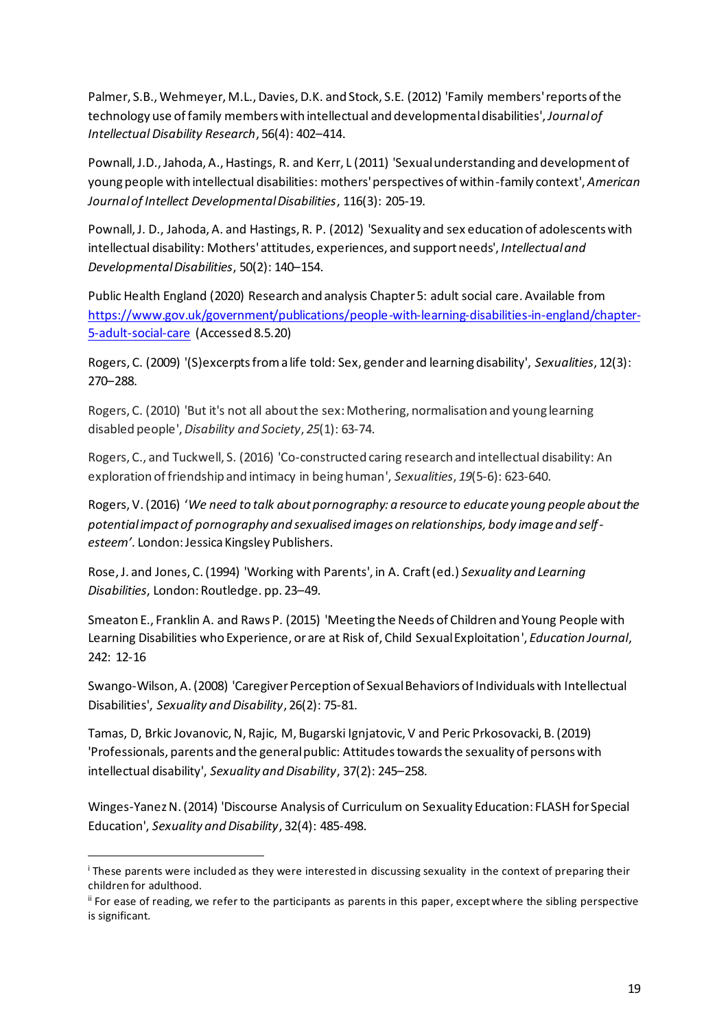Palmer, S.B., Wehmeyer, M.L., Davies, D.K. and Stock, S.E. (2012) 'Family members' reports of the technology use of family members with intellectual and developmental disabilities', *Journal of Intellectual Disability Research*, 56(4): 402–414.

Pownall, J.D., Jahoda, A., Hastings, R. and Kerr, L (2011) 'Sexual understanding and development of young people with intellectual disabilities: mothers' perspectives of within-family context', *American Journal of Intellect Developmental Disabilities*, 116(3): 205-19.

Pownall, J. D., Jahoda, A. and Hastings, R. P. (2012) 'Sexuality and sex education of adolescents with intellectual disability: Mothers' attitudes, experiences, and support needs', *Intellectual and Developmental Disabilities*, 50(2): 140–154.

Public Health England (2020) Research and analysis Chapter 5: adult social care. Available from https://www.gov.uk/government/publications/people-with-learning-disabilities-in-england/chapter-5-adult-social-care (Accessed 8.5.20)

Rogers, C. (2009) '(S)excerpts from a life told: Sex, gender and learning disability', *Sexualities*, 12(3): 270–288.

Rogers, C. (2010) 'But it's not all about the sex: Mothering, normalisation and young learning disabled people', *Disability and Society*, *25*(1): 63-74.

Rogers, C., and Tuckwell, S. (2016) 'Co-constructed caring research and intellectual disability: An exploration of friendship and intimacy in being human', *Sexualities*, *19*(5-6): 623-640.

Rogers, V. (2016) *'We need to talk about pornography: a resource to educate young people about the potential impact of pornography and sexualised images on relationships, body image and self-esteem'*. London: Jessica Kingsley Publishers.

Rose, J. and Jones, C. (1994) 'Working with Parents', in A. Craft (ed.) *Sexuality and Learning Disabilities*, London: Routledge. pp. 23–49.

Smeaton E., Franklin A. and Raws P. (2015) 'Meeting the Needs of Children and Young People with Learning Disabilities who Experience, or are at Risk of, Child Sexual Exploitation', *Education Journal*, 242: 12-16

Swango-Wilson, A. (2008) 'Caregiver Perception of Sexual Behaviors of Individuals with Intellectual Disabilities', *Sexuality and Disability*, 26(2): 75-81.

Tamas, D, Brkic Jovanovic, N, Rajic, M, Bugarski Ignjatovic, V and Peric Prkosovacki, B. (2019) 'Professionals, parents and the general public: Attitudes towards the sexuality of persons with intellectual disability', *Sexuality and Disability*, 37(2): 245–258.

Winges-Yanez N. (2014) 'Discourse Analysis of Curriculum on Sexuality Education: FLASH for Special Education', *Sexuality and Disability*, 32(4): 485-498.

---

[i] These parents were included as they were interested in discussing sexuality in the context of preparing their children for adulthood.

[ii] For ease of reading, we refer to the participants as parents in this paper, except where the sibling perspective is significant.